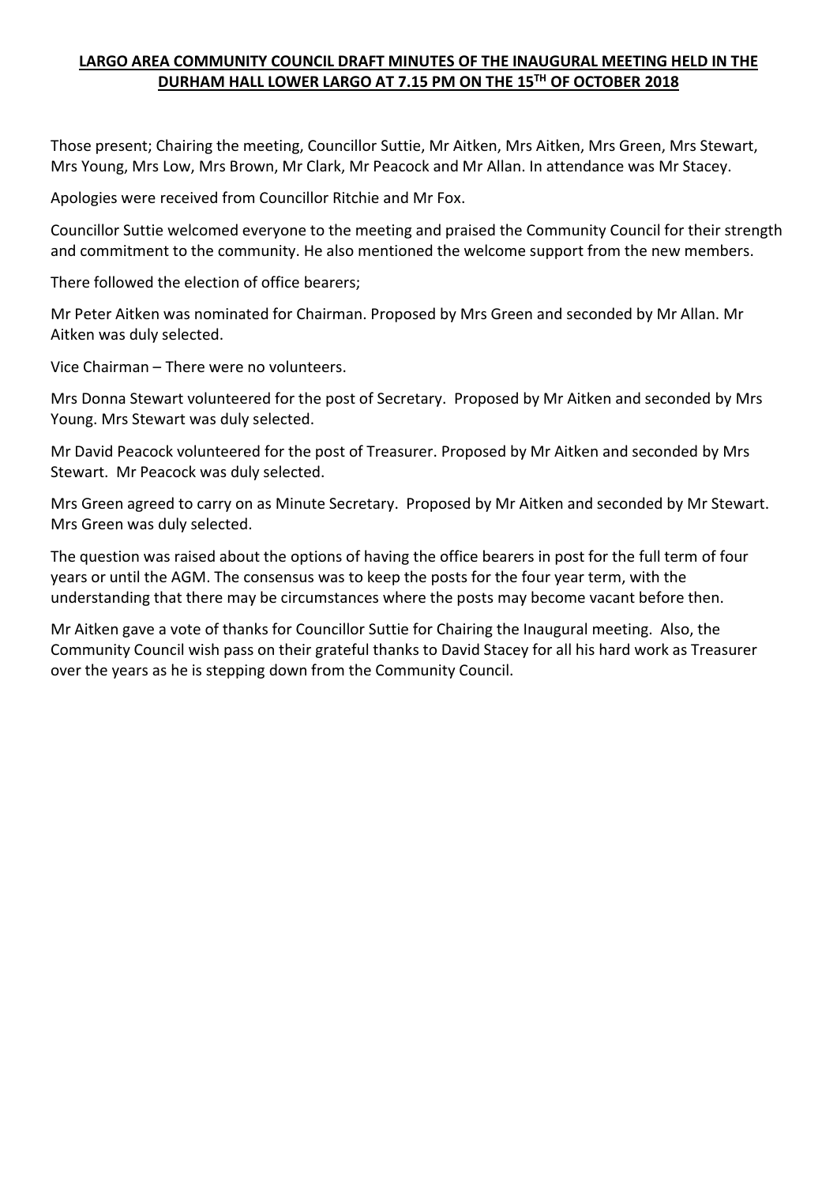# LARGO AREA COMMUNITY COUNCIL DRAFT MINUTES OF THE INAUGURAL MEETING HELD IN THE DURHAM HALL LOWER LARGO AT 7.15 PM ON THE 15TH OF OCTOBER 2018

Those present; Chairing the meeting, Councillor Suttie, Mr Aitken, Mrs Aitken, Mrs Green, Mrs Stewart, Mrs Young, Mrs Low, Mrs Brown, Mr Clark, Mr Peacock and Mr Allan. In attendance was Mr Stacey.

Apologies were received from Councillor Ritchie and Mr Fox.

Councillor Suttie welcomed everyone to the meeting and praised the Community Council for their strength and commitment to the community. He also mentioned the welcome support from the new members.

There followed the election of office bearers;

Mr Peter Aitken was nominated for Chairman. Proposed by Mrs Green and seconded by Mr Allan. Mr Aitken was duly selected.

Vice Chairman – There were no volunteers.

Mrs Donna Stewart volunteered for the post of Secretary. Proposed by Mr Aitken and seconded by Mrs Young. Mrs Stewart was duly selected.

Mr David Peacock volunteered for the post of Treasurer. Proposed by Mr Aitken and seconded by Mrs Stewart. Mr Peacock was duly selected.

Mrs Green agreed to carry on as Minute Secretary. Proposed by Mr Aitken and seconded by Mr Stewart. Mrs Green was duly selected.

The question was raised about the options of having the office bearers in post for the full term of four years or until the AGM. The consensus was to keep the posts for the four year term, with the understanding that there may be circumstances where the posts may become vacant before then.

Mr Aitken gave a vote of thanks for Councillor Suttie for Chairing the Inaugural meeting. Also, the Community Council wish pass on their grateful thanks to David Stacey for all his hard work as Treasurer over the years as he is stepping down from the Community Council.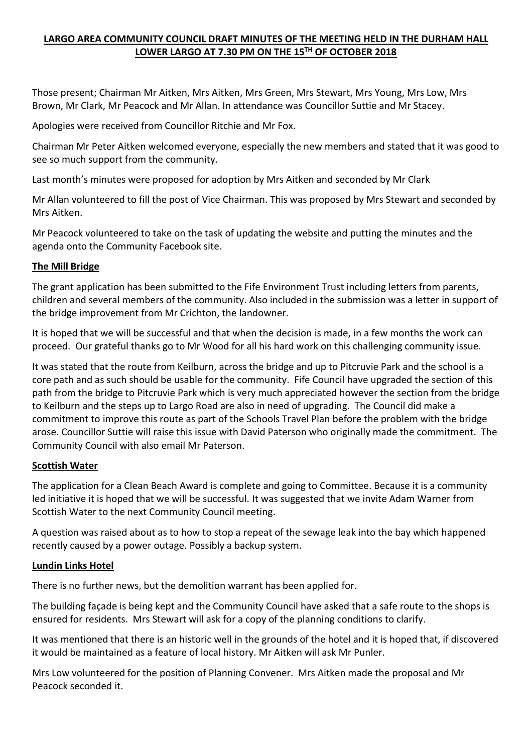**LARGO AREA COMMUNITY COUNCIL DRAFT MINUTES OF THE MEETING HELD IN THE DURHAM HALL LOWER LARGO AT 7.30 PM ON THE 15TH OF OCTOBER 2018**

Those present; Chairman Mr Aitken, Mrs Aitken, Mrs Green, Mrs Stewart, Mrs Young, Mrs Low, Mrs Brown, Mr Clark, Mr Peacock and Mr Allan. In attendance was Councillor Suttie and Mr Stacey.

Apologies were received from Councillor Ritchie and Mr Fox.

Chairman Mr Peter Aitken welcomed everyone, especially the new members and stated that it was good to see so much support from the community.

Last month's minutes were proposed for adoption by Mrs Aitken and seconded by Mr Clark

Mr Allan volunteered to fill the post of Vice Chairman. This was proposed by Mrs Stewart and seconded by Mrs Aitken.

Mr Peacock volunteered to take on the task of updating the website and putting the minutes and the agenda onto the Community Facebook site.

**The Mill Bridge**

The grant application has been submitted to the Fife Environment Trust including letters from parents, children and several members of the community. Also included in the submission was a letter in support of the bridge improvement from Mr Crichton, the landowner.

It is hoped that we will be successful and that when the decision is made, in a few months the work can proceed. Our grateful thanks go to Mr Wood for all his hard work on this challenging community issue.

It was stated that the route from Keilburn, across the bridge and up to Pitcruvie Park and the school is a core path and as such should be usable for the community. Fife Council have upgraded the section of this path from the bridge to Pitcruvie Park which is very much appreciated however the section from the bridge to Keilburn and the steps up to Largo Road are also in need of upgrading. The Council did make a commitment to improve this route as part of the Schools Travel Plan before the problem with the bridge arose. Councillor Suttie will raise this issue with David Paterson who originally made the commitment. The Community Council with also email Mr Paterson.

**Scottish Water**

The application for a Clean Beach Award is complete and going to Committee. Because it is a community led initiative it is hoped that we will be successful. It was suggested that we invite Adam Warner from Scottish Water to the next Community Council meeting.

A question was raised about as to how to stop a repeat of the sewage leak into the bay which happened recently caused by a power outage. Possibly a backup system.

**Lundin Links Hotel**

There is no further news, but the demolition warrant has been applied for.

The building façade is being kept and the Community Council have asked that a safe route to the shops is ensured for residents. Mrs Stewart will ask for a copy of the planning conditions to clarify.

It was mentioned that there is an historic well in the grounds of the hotel and it is hoped that, if discovered it would be maintained as a feature of local history. Mr Aitken will ask Mr Punler.

Mrs Low volunteered for the position of Planning Convener. Mrs Aitken made the proposal and Mr Peacock seconded it.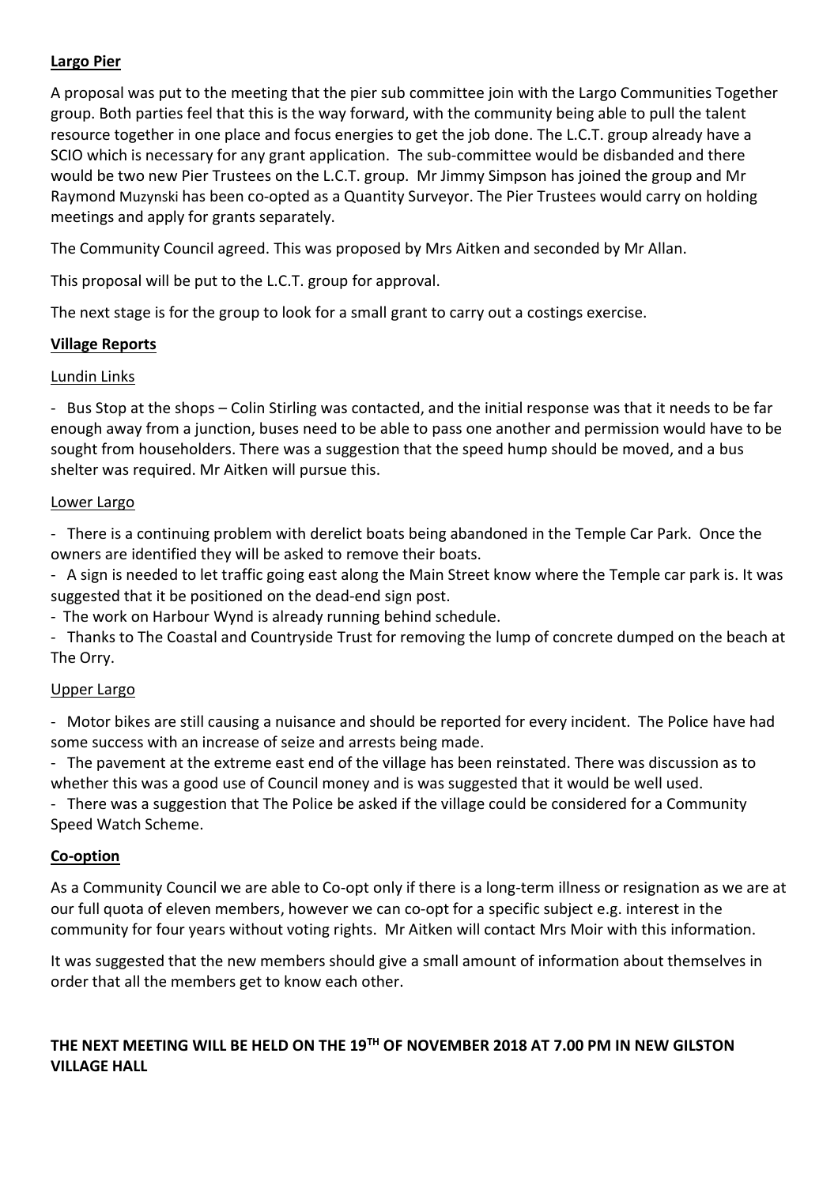**Largo Pier**

A proposal was put to the meeting that the pier sub committee join with the Largo Communities Together group. Both parties feel that this is the way forward, with the community being able to pull the talent resource together in one place and focus energies to get the job done. The L.C.T. group already have a SCIO which is necessary for any grant application. The sub-committee would be disbanded and there would be two new Pier Trustees on the L.C.T. group. Mr Jimmy Simpson has joined the group and Mr Raymond Muzynski has been co-opted as a Quantity Surveyor. The Pier Trustees would carry on holding meetings and apply for grants separately.

The Community Council agreed. This was proposed by Mrs Aitken and seconded by Mr Allan.

This proposal will be put to the L.C.T. group for approval.

The next stage is for the group to look for a small grant to carry out a costings exercise.

**Village Reports**

Lundin Links

- Bus Stop at the shops – Colin Stirling was contacted, and the initial response was that it needs to be far enough away from a junction, buses need to be able to pass one another and permission would have to be sought from householders. There was a suggestion that the speed hump should be moved, and a bus shelter was required. Mr Aitken will pursue this.

Lower Largo

- There is a continuing problem with derelict boats being abandoned in the Temple Car Park. Once the owners are identified they will be asked to remove their boats.
- A sign is needed to let traffic going east along the Main Street know where the Temple car park is. It was suggested that it be positioned on the dead-end sign post.
- The work on Harbour Wynd is already running behind schedule.
- Thanks to The Coastal and Countryside Trust for removing the lump of concrete dumped on the beach at The Orry.

Upper Largo

- Motor bikes are still causing a nuisance and should be reported for every incident. The Police have had some success with an increase of seize and arrests being made.
- The pavement at the extreme east end of the village has been reinstated. There was discussion as to whether this was a good use of Council money and is was suggested that it would be well used.
- There was a suggestion that The Police be asked if the village could be considered for a Community Speed Watch Scheme.

**Co-option**

As a Community Council we are able to Co-opt only if there is a long-term illness or resignation as we are at our full quota of eleven members, however we can co-opt for a specific subject e.g. interest in the community for four years without voting rights. Mr Aitken will contact Mrs Moir with this information.

It was suggested that the new members should give a small amount of information about themselves in order that all the members get to know each other.

**THE NEXT MEETING WILL BE HELD ON THE 19TH OF NOVEMBER 2018 AT 7.00 PM IN NEW GILSTON VILLAGE HALL**